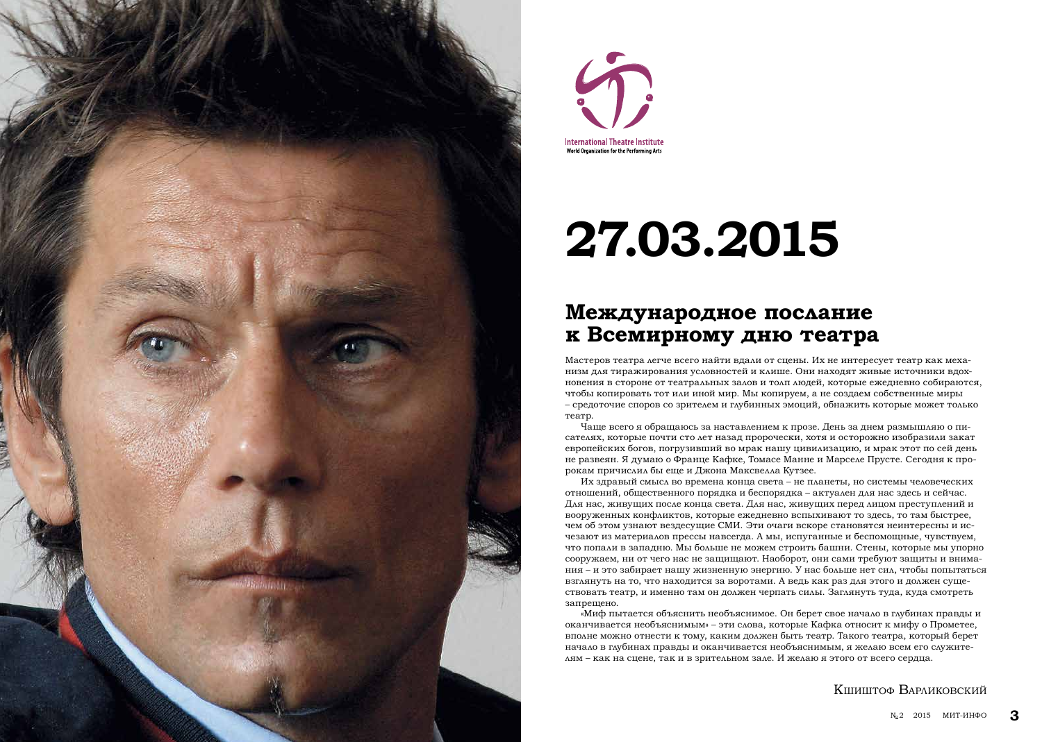International Theatre Institute
World Organization for the Performing Arts

# 27.03.2015

## Международное послание к Всемирному дню театра

Мастеров театра легче всего найти вдали от сцены. Их не интересует театр как механизм для тиражирования условностей и клише. Они находят живые источники вдохновения в стороне от театральных залов и толп людей, которые ежедневно собираются, чтобы копировать тот или иной мир. Мы копируем, а не создаем собственные миры – средоточие споров со зрителем и глубинных эмоций, обнажить которые может только театр.

Чаще всего я обращаюсь за наставлением к прозе. День за днем размышляю о писателях, которые почти сто лет назад пророчески, хотя и осторожно изобразили закат европейских богов, погрузивший во мрак нашу цивилизацию, и мрак этот по сей день не развеян. Я думаю о Франце Кафке, Томасе Манне и Марселе Прусте. Сегодня к пророкам причислил бы еще и Джона Максвелла Кутзее.

Их здравый смысл во времена конца света – не планеты, но системы человеческих отношений, общественного порядка и беспорядка – актуален для нас здесь и сейчас. Для нас, живущих после конца света. Для нас, живущих перед лицом преступлений и вооруженных конфликтов, которые ежедневно вспыхивают то здесь, то там быстрее, чем об этом узнают вездесущие СМИ. Эти очаги вскоре становятся неинтересны и исчезают из материалов прессы навсегда. А мы, испуганные и беспомощные, чувствуем, что попали в западню. Мы больше не можем строить башни. Стены, которые мы упорно сооружаем, ни от чего нас не защищают. Наоборот, они сами требуют защиты и внимания – и это забирает нашу жизненную энергию. У нас больше нет сил, чтобы попытаться взглянуть на то, что находится за воротами. А ведь как раз для этого и должен существовать театр, и именно там он должен черпать силы. Заглянуть туда, куда смотреть запрещено.

«Миф пытается объяснить необъяснимое. Он берет свое начало в глубинах правды и оканчивается необъяснимым» – эти слова, которые Кафка относит к мифу о Прометее, вполне можно отнести к тому, каким должен быть театр. Такого театра, который берет начало в глубинах правды и оканчивается необъяснимым, я желаю всем его служителям – как на сцене, так и в зрительном зале. И желаю я этого от всего сердца.

Кшиштоф Варликовский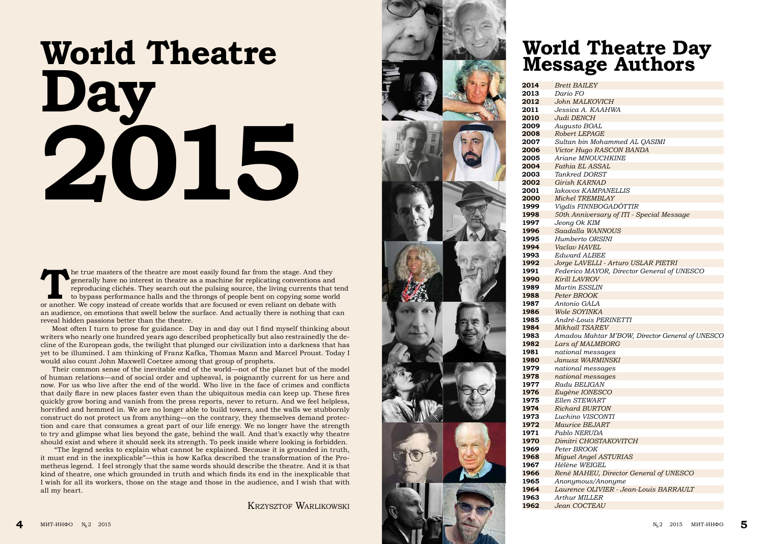# World Theatre Day 2015

The true masters of the theatre are most easily found far from the stage. And they generally have no interest in theatre as a machine for replicating conventions and reproducing clichés. They search out the pulsing source, the living currents that tend to bypass performance halls and the throngs of people bent on copying some world or another. We copy instead of create worlds that are focused or even reliant on debate with an audience, on emotions that swell below the surface. And actually there is nothing that can reveal hidden passions better than the theatre.

Most often I turn to prose for guidance. Day in and day out I find myself thinking about writers who nearly one hundred years ago described prophetically but also restrainedly the decline of the European gods, the twilight that plunged our civilization into a darkness that has yet to be illumined. I am thinking of Franz Kafka, Thomas Mann and Marcel Proust. Today I would also count John Maxwell Coetzee among that group of prophets.

Their common sense of the inevitable end of the world—not of the planet but of the model of human relations—and of social order and upheaval, is poignantly current for us here and now. For us who live after the end of the world. Who live in the face of crimes and conflicts that daily flare in new places faster even than the ubiquitous media can keep up. These fires quickly grow boring and vanish from the press reports, never to return. And we feel helpless, horrified and hemmed in. We are no longer able to build towers, and the walls we stubbornly construct do not protect us from anything—on the contrary, they themselves demand protection and care that consumes a great part of our life energy. We no longer have the strength to try and glimpse what lies beyond the gate, behind the wall. And that's exactly why theatre should exist and where it should seek its strength. To peek inside where looking is forbidden.

"The legend seeks to explain what cannot be explained. Because it is grounded in truth, it must end in the inexplicable"—this is how Kafka described the transformation of the Prometheus legend. I feel strongly that the same words should describe the theatre. And it is that kind of theatre, one which grounded in truth and which finds its end in the inexplicable that I wish for all its workers, those on the stage and those in the audience, and I wish that with all my heart.

Krzysztof Warlikowski

## World Theatre Day Message Authors

| | |
|---|---|
| **2014** | *Brett BAILEY* |
| **2013** | *Dario FO* |
| **2012** | *John MALKOVICH* |
| **2011** | *Jessica A. KAAHWA* |
| **2010** | *Judi DENCH* |
| **2009** | *Augusto BOAL* |
| **2008** | *Robert LEPAGE* |
| **2007** | *Sultan bin Mohammed AL QASIMI* |
| **2006** | *Victor Hugo RASCON BANDA* |
| **2005** | *Ariane MNOUCHKINE* |
| **2004** | *Fathia EL ASSAL* |
| **2003** | *Tankred DORST* |
| **2002** | *Girish KARNAD* |
| **2001** | *Iakovos KAMPANELLIS* |
| **2000** | *Michel TREMBLAY* |
| **1999** | *Vigdís FINNBOGADÓTTIR* |
| **1998** | *50th Anniversary of ITI - Special Message* |
| **1997** | *Jeong Ok KIM* |
| **1996** | *Saadalla WANNOUS* |
| **1995** | *Humberto ORSINI* |
| **1994** | *Vaclav HAVEL* |
| **1993** | *Edward ALBEE* |
| **1992** | *Jorge LAVELLI - Arturo USLAR PIETRI* |
| **1991** | *Federico MAYOR, Director General of UNESCO* |
| **1990** | *Kirill LAVROV* |
| **1989** | *Martin ESSLIN* |
| **1988** | *Peter BROOK* |
| **1987** | *Antonio GALA* |
| **1986** | *Wole SOYINKA* |
| **1985** | *André-Louis PERINETTI* |
| **1984** | *Mikhaïl TSAREV* |
| **1983** | *Amadou Mahtar M'BOW, Director General of UNESCO* |
| **1982** | *Lars af MALMBORG* |
| **1981** | *national messages* |
| **1980** | *Janusz WARMINSKI* |
| **1979** | *national messages* |
| **1978** | *national messages* |
| **1977** | *Radu BELIGAN* |
| **1976** | *Eugène IONESCO* |
| **1975** | *Ellen STEWART* |
| **1974** | *Richard BURTON* |
| **1973** | *Luchino VISCONTI* |
| **1972** | *Maurice BEJART* |
| **1971** | *Pablo NERUDA* |
| **1970** | *Dimitri CHOSTAKOVITCH* |
| **1969** | *Peter BROOK* |
| **1968** | *Miguel Angel ASTURIAS* |
| **1967** | *Hélène WEIGEL* |
| **1966** | *René MAHEU, Director General of UNESCO* |
| **1965** | *Anonymous/Anonyme* |
| **1964** | *Laurence OLIVIER - Jean-Louis BARRAULT* |
| **1963** | *Arthur MILLER* |
| **1962** | *Jean COCTEAU* |